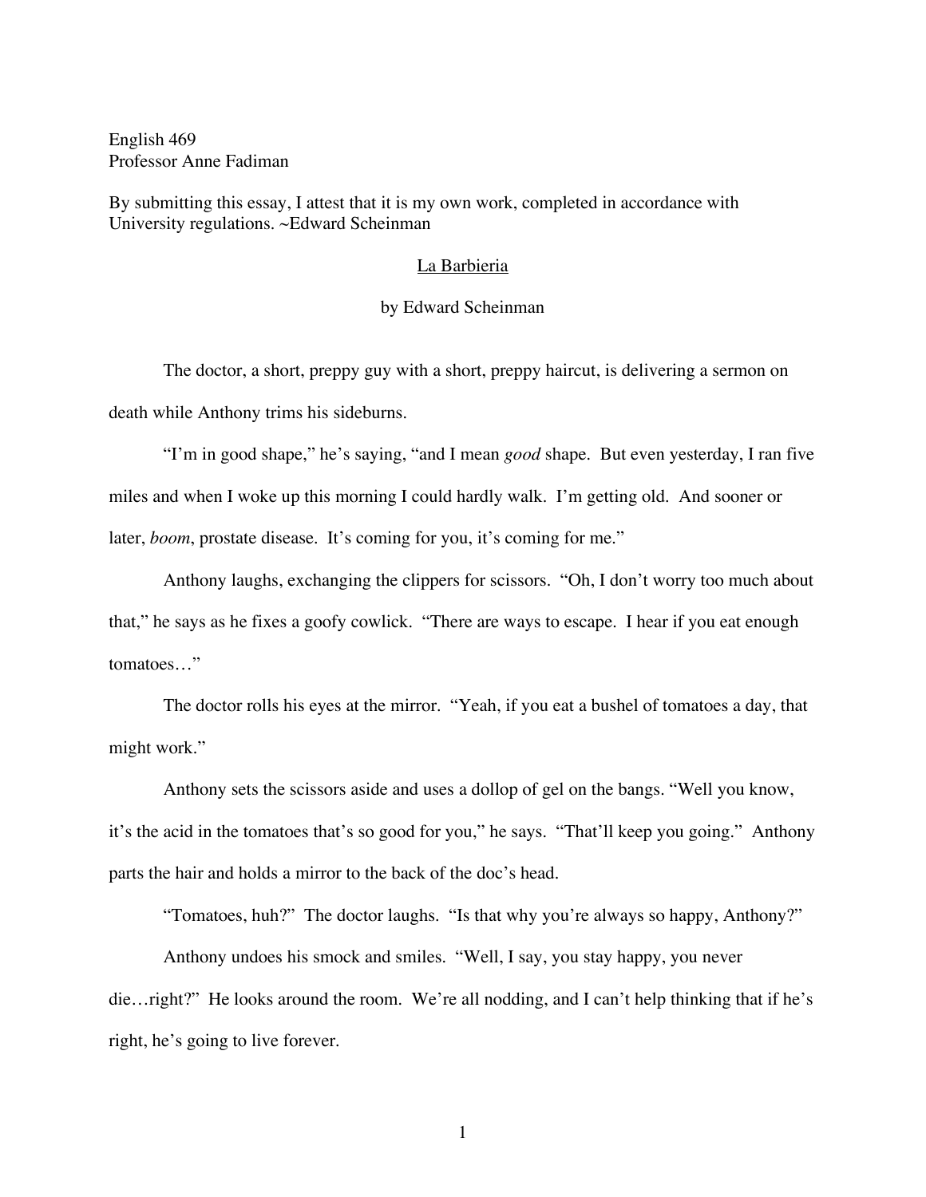English 469
Professor Anne Fadiman

By submitting this essay, I attest that it is my own work, completed in accordance with University regulations. ~Edward Scheinman

# La Barbieria

by Edward Scheinman

The doctor, a short, preppy guy with a short, preppy haircut, is delivering a sermon on death while Anthony trims his sideburns.

"I'm in good shape," he's saying, "and I mean *good* shape. But even yesterday, I ran five miles and when I woke up this morning I could hardly walk. I'm getting old. And sooner or later, *boom*, prostate disease. It's coming for you, it's coming for me."

Anthony laughs, exchanging the clippers for scissors. "Oh, I don't worry too much about that," he says as he fixes a goofy cowlick. "There are ways to escape. I hear if you eat enough tomatoes…"

The doctor rolls his eyes at the mirror. "Yeah, if you eat a bushel of tomatoes a day, that might work."

Anthony sets the scissors aside and uses a dollop of gel on the bangs. "Well you know, it's the acid in the tomatoes that's so good for you," he says. "That'll keep you going." Anthony parts the hair and holds a mirror to the back of the doc's head.

"Tomatoes, huh?" The doctor laughs. "Is that why you're always so happy, Anthony?"

Anthony undoes his smock and smiles. "Well, I say, you stay happy, you never die…right?" He looks around the room. We're all nodding, and I can't help thinking that if he's right, he's going to live forever.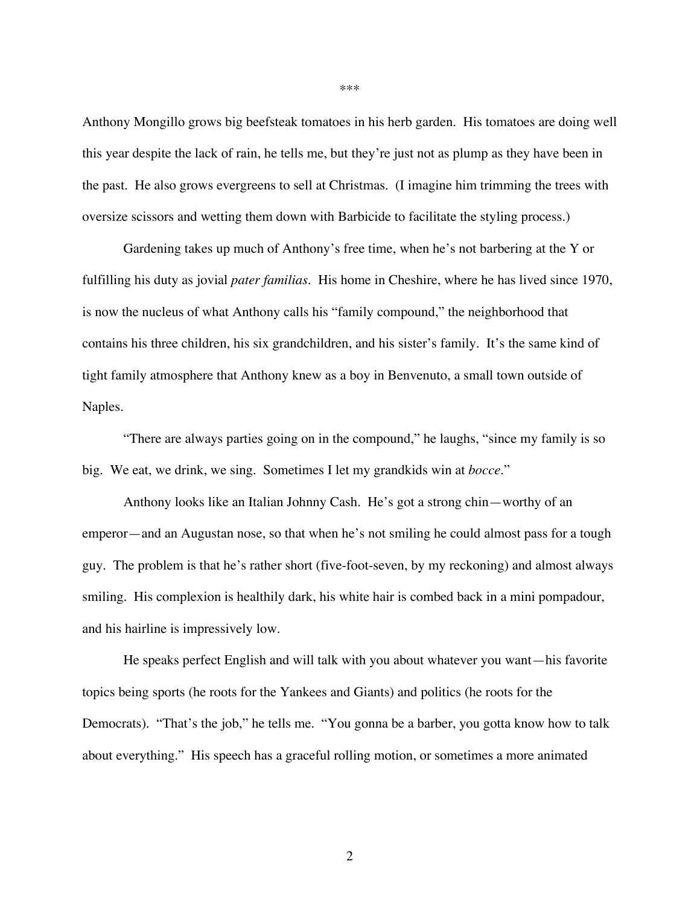\*\*\*

Anthony Mongillo grows big beefsteak tomatoes in his herb garden. His tomatoes are doing well this year despite the lack of rain, he tells me, but they're just not as plump as they have been in the past. He also grows evergreens to sell at Christmas. (I imagine him trimming the trees with oversize scissors and wetting them down with Barbicide to facilitate the styling process.)

Gardening takes up much of Anthony's free time, when he's not barbering at the Y or fulfilling his duty as jovial *pater familias*. His home in Cheshire, where he has lived since 1970, is now the nucleus of what Anthony calls his "family compound," the neighborhood that contains his three children, his six grandchildren, and his sister's family. It's the same kind of tight family atmosphere that Anthony knew as a boy in Benvenuto, a small town outside of Naples.

"There are always parties going on in the compound," he laughs, "since my family is so big. We eat, we drink, we sing. Sometimes I let my grandkids win at *bocce*."

Anthony looks like an Italian Johnny Cash. He's got a strong chin—worthy of an emperor—and an Augustan nose, so that when he's not smiling he could almost pass for a tough guy. The problem is that he's rather short (five-foot-seven, by my reckoning) and almost always smiling. His complexion is healthily dark, his white hair is combed back in a mini pompadour, and his hairline is impressively low.

He speaks perfect English and will talk with you about whatever you want—his favorite topics being sports (he roots for the Yankees and Giants) and politics (he roots for the Democrats). "That's the job," he tells me. "You gonna be a barber, you gotta know how to talk about everything." His speech has a graceful rolling motion, or sometimes a more animated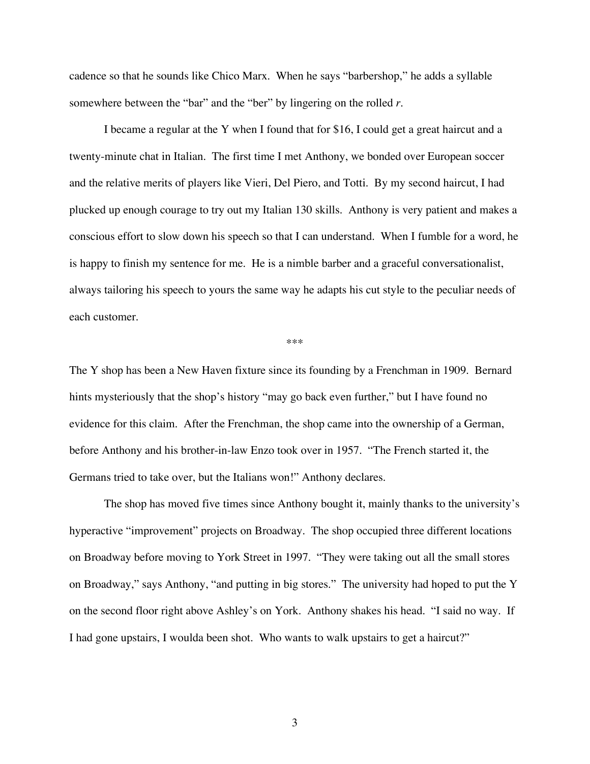cadence so that he sounds like Chico Marx. When he says "barbershop," he adds a syllable somewhere between the "bar" and the "ber" by lingering on the rolled *r*.

I became a regular at the Y when I found that for $16, I could get a great haircut and a twenty-minute chat in Italian. The first time I met Anthony, we bonded over European soccer and the relative merits of players like Vieri, Del Piero, and Totti. By my second haircut, I had plucked up enough courage to try out my Italian 130 skills. Anthony is very patient and makes a conscious effort to slow down his speech so that I can understand. When I fumble for a word, he is happy to finish my sentence for me. He is a nimble barber and a graceful conversationalist, always tailoring his speech to yours the same way he adapts his cut style to the peculiar needs of each customer.

***

The Y shop has been a New Haven fixture since its founding by a Frenchman in 1909. Bernard hints mysteriously that the shop's history "may go back even further," but I have found no evidence for this claim. After the Frenchman, the shop came into the ownership of a German, before Anthony and his brother-in-law Enzo took over in 1957. "The French started it, the Germans tried to take over, but the Italians won!" Anthony declares.

The shop has moved five times since Anthony bought it, mainly thanks to the university's hyperactive "improvement" projects on Broadway. The shop occupied three different locations on Broadway before moving to York Street in 1997. "They were taking out all the small stores on Broadway," says Anthony, "and putting in big stores." The university had hoped to put the Y on the second floor right above Ashley's on York. Anthony shakes his head. "I said no way. If I had gone upstairs, I woulda been shot. Who wants to walk upstairs to get a haircut?"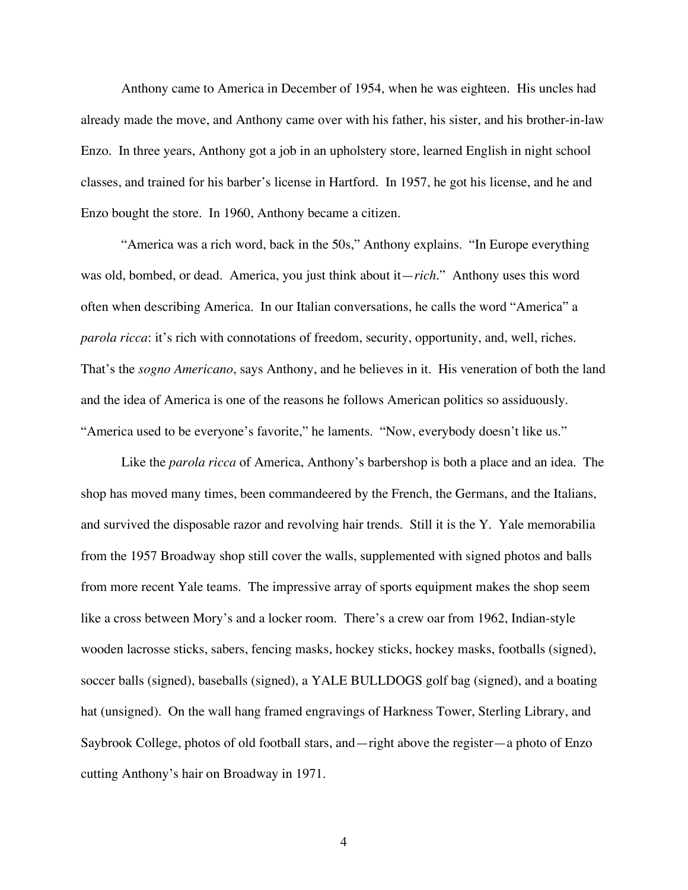Anthony came to America in December of 1954, when he was eighteen. His uncles had already made the move, and Anthony came over with his father, his sister, and his brother-in-law Enzo. In three years, Anthony got a job in an upholstery store, learned English in night school classes, and trained for his barber's license in Hartford. In 1957, he got his license, and he and Enzo bought the store. In 1960, Anthony became a citizen.

"America was a rich word, back in the 50s," Anthony explains. "In Europe everything was old, bombed, or dead. America, you just think about it—*rich*." Anthony uses this word often when describing America. In our Italian conversations, he calls the word "America" a *parola ricca*: it's rich with connotations of freedom, security, opportunity, and, well, riches. That's the *sogno Americano*, says Anthony, and he believes in it. His veneration of both the land and the idea of America is one of the reasons he follows American politics so assiduously. "America used to be everyone's favorite," he laments. "Now, everybody doesn't like us."

Like the *parola ricca* of America, Anthony's barbershop is both a place and an idea. The shop has moved many times, been commandeered by the French, the Germans, and the Italians, and survived the disposable razor and revolving hair trends. Still it is the Y. Yale memorabilia from the 1957 Broadway shop still cover the walls, supplemented with signed photos and balls from more recent Yale teams. The impressive array of sports equipment makes the shop seem like a cross between Mory's and a locker room. There's a crew oar from 1962, Indian-style wooden lacrosse sticks, sabers, fencing masks, hockey sticks, hockey masks, footballs (signed), soccer balls (signed), baseballs (signed), a YALE BULLDOGS golf bag (signed), and a boating hat (unsigned). On the wall hang framed engravings of Harkness Tower, Sterling Library, and Saybrook College, photos of old football stars, and—right above the register—a photo of Enzo cutting Anthony's hair on Broadway in 1971.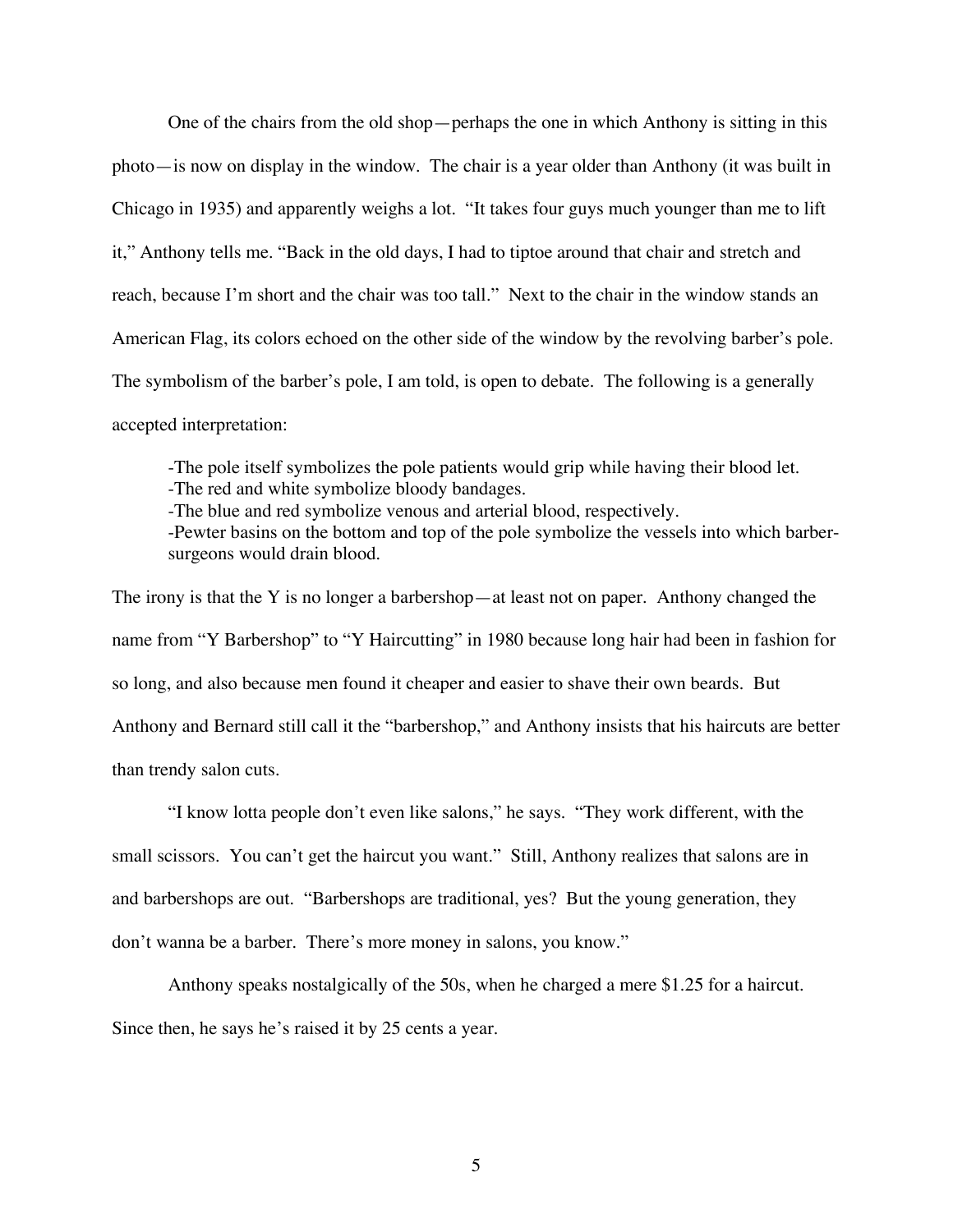One of the chairs from the old shop—perhaps the one in which Anthony is sitting in this photo—is now on display in the window. The chair is a year older than Anthony (it was built in Chicago in 1935) and apparently weighs a lot. "It takes four guys much younger than me to lift it," Anthony tells me. "Back in the old days, I had to tiptoe around that chair and stretch and reach, because I'm short and the chair was too tall." Next to the chair in the window stands an American Flag, its colors echoed on the other side of the window by the revolving barber's pole. The symbolism of the barber's pole, I am told, is open to debate. The following is a generally accepted interpretation:

> -The pole itself symbolizes the pole patients would grip while having their blood let.
> -The red and white symbolize bloody bandages.
> -The blue and red symbolize venous and arterial blood, respectively.
> -Pewter basins on the bottom and top of the pole symbolize the vessels into which barber-surgeons would drain blood.

The irony is that the Y is no longer a barbershop—at least not on paper. Anthony changed the name from "Y Barbershop" to "Y Haircutting" in 1980 because long hair had been in fashion for so long, and also because men found it cheaper and easier to shave their own beards. But Anthony and Bernard still call it the "barbershop," and Anthony insists that his haircuts are better than trendy salon cuts.

"I know lotta people don't even like salons," he says. "They work different, with the small scissors. You can't get the haircut you want." Still, Anthony realizes that salons are in and barbershops are out. "Barbershops are traditional, yes? But the young generation, they don't wanna be a barber. There's more money in salons, you know."

Anthony speaks nostalgically of the 50s, when he charged a mere $1.25 for a haircut. Since then, he says he's raised it by 25 cents a year.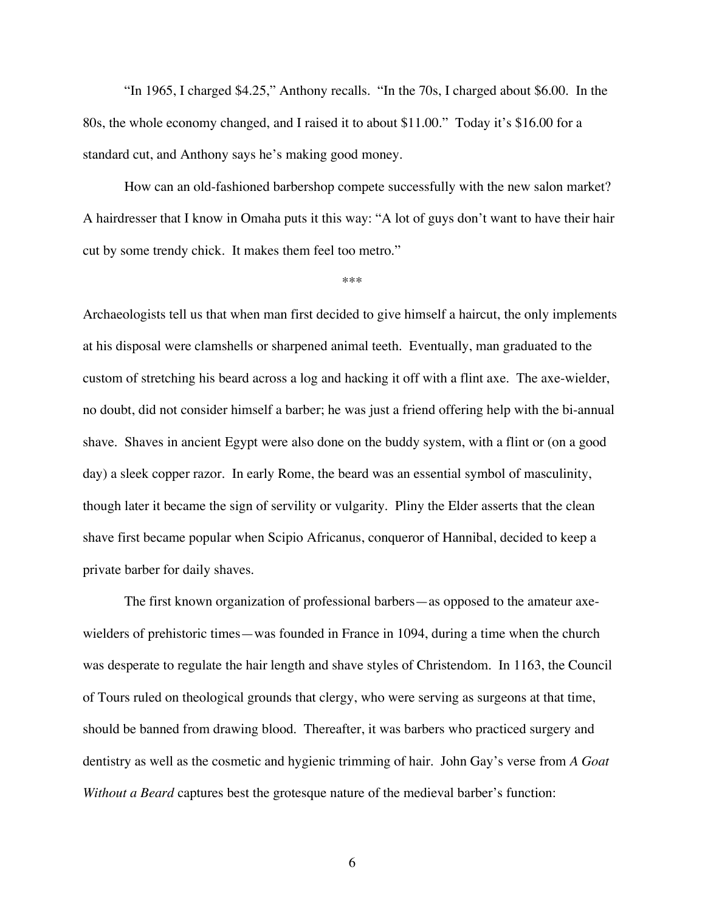"In 1965, I charged $4.25," Anthony recalls. "In the 70s, I charged about $6.00. In the 80s, the whole economy changed, and I raised it to about $11.00." Today it's $16.00 for a standard cut, and Anthony says he's making good money.

How can an old-fashioned barbershop compete successfully with the new salon market? A hairdresser that I know in Omaha puts it this way: "A lot of guys don't want to have their hair cut by some trendy chick. It makes them feel too metro."

***

Archaeologists tell us that when man first decided to give himself a haircut, the only implements at his disposal were clamshells or sharpened animal teeth. Eventually, man graduated to the custom of stretching his beard across a log and hacking it off with a flint axe. The axe-wielder, no doubt, did not consider himself a barber; he was just a friend offering help with the bi-annual shave. Shaves in ancient Egypt were also done on the buddy system, with a flint or (on a good day) a sleek copper razor. In early Rome, the beard was an essential symbol of masculinity, though later it became the sign of servility or vulgarity. Pliny the Elder asserts that the clean shave first became popular when Scipio Africanus, conqueror of Hannibal, decided to keep a private barber for daily shaves.

The first known organization of professional barbers—as opposed to the amateur axe-wielders of prehistoric times—was founded in France in 1094, during a time when the church was desperate to regulate the hair length and shave styles of Christendom. In 1163, the Council of Tours ruled on theological grounds that clergy, who were serving as surgeons at that time, should be banned from drawing blood. Thereafter, it was barbers who practiced surgery and dentistry as well as the cosmetic and hygienic trimming of hair. John Gay's verse from *A Goat Without a Beard* captures best the grotesque nature of the medieval barber's function: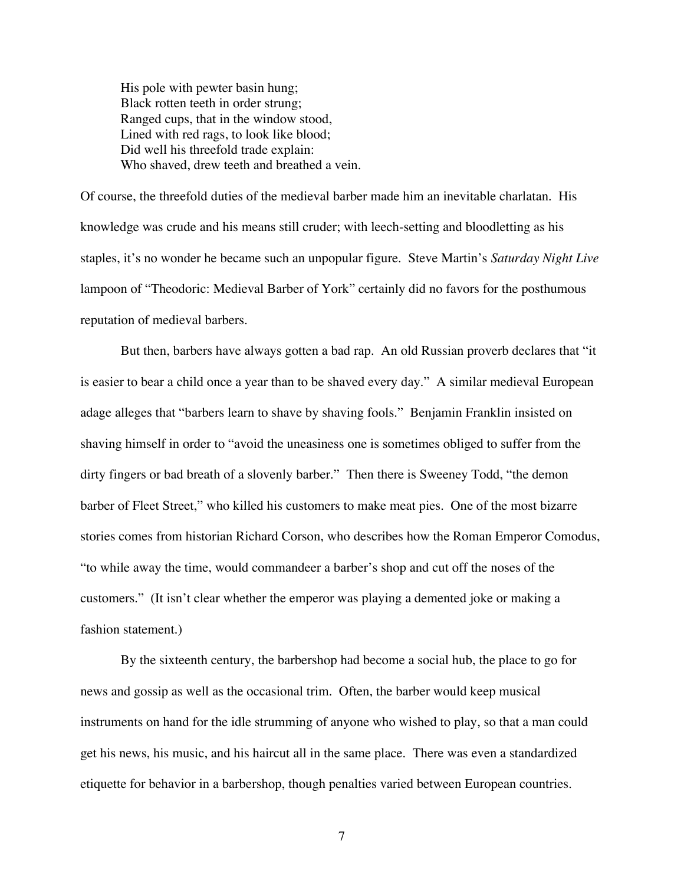> His pole with pewter basin hung;
> Black rotten teeth in order strung;
> Ranged cups, that in the window stood,
> Lined with red rags, to look like blood;
> Did well his threefold trade explain:
> Who shaved, drew teeth and breathed a vein.

Of course, the threefold duties of the medieval barber made him an inevitable charlatan. His knowledge was crude and his means still cruder; with leech-setting and bloodletting as his staples, it's no wonder he became such an unpopular figure. Steve Martin's *Saturday Night Live* lampoon of "Theodoric: Medieval Barber of York" certainly did no favors for the posthumous reputation of medieval barbers.

But then, barbers have always gotten a bad rap. An old Russian proverb declares that "it is easier to bear a child once a year than to be shaved every day." A similar medieval European adage alleges that "barbers learn to shave by shaving fools." Benjamin Franklin insisted on shaving himself in order to "avoid the uneasiness one is sometimes obliged to suffer from the dirty fingers or bad breath of a slovenly barber." Then there is Sweeney Todd, "the demon barber of Fleet Street," who killed his customers to make meat pies. One of the most bizarre stories comes from historian Richard Corson, who describes how the Roman Emperor Comodus, "to while away the time, would commandeer a barber's shop and cut off the noses of the customers." (It isn't clear whether the emperor was playing a demented joke or making a fashion statement.)

By the sixteenth century, the barbershop had become a social hub, the place to go for news and gossip as well as the occasional trim. Often, the barber would keep musical instruments on hand for the idle strumming of anyone who wished to play, so that a man could get his news, his music, and his haircut all in the same place. There was even a standardized etiquette for behavior in a barbershop, though penalties varied between European countries.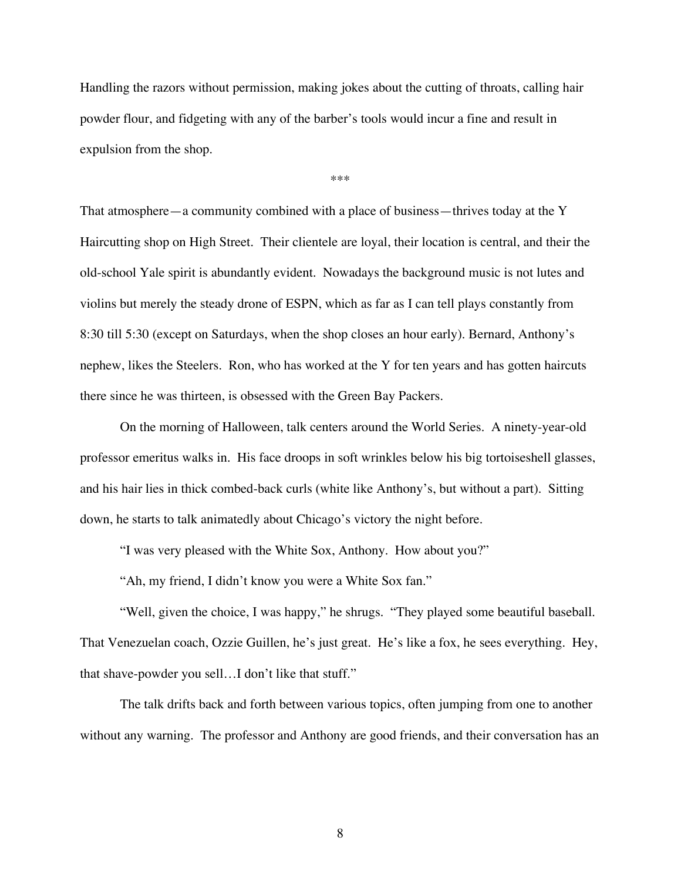Handling the razors without permission, making jokes about the cutting of throats, calling hair powder flour, and fidgeting with any of the barber's tools would incur a fine and result in expulsion from the shop.

***

That atmosphere—a community combined with a place of business—thrives today at the Y Haircutting shop on High Street. Their clientele are loyal, their location is central, and their the old-school Yale spirit is abundantly evident. Nowadays the background music is not lutes and violins but merely the steady drone of ESPN, which as far as I can tell plays constantly from 8:30 till 5:30 (except on Saturdays, when the shop closes an hour early). Bernard, Anthony's nephew, likes the Steelers. Ron, who has worked at the Y for ten years and has gotten haircuts there since he was thirteen, is obsessed with the Green Bay Packers.

On the morning of Halloween, talk centers around the World Series. A ninety-year-old professor emeritus walks in. His face droops in soft wrinkles below his big tortoiseshell glasses, and his hair lies in thick combed-back curls (white like Anthony's, but without a part). Sitting down, he starts to talk animatedly about Chicago's victory the night before.

"I was very pleased with the White Sox, Anthony. How about you?"

"Ah, my friend, I didn't know you were a White Sox fan."

"Well, given the choice, I was happy," he shrugs. "They played some beautiful baseball. That Venezuelan coach, Ozzie Guillen, he's just great. He's like a fox, he sees everything. Hey, that shave-powder you sell…I don't like that stuff."

The talk drifts back and forth between various topics, often jumping from one to another without any warning. The professor and Anthony are good friends, and their conversation has an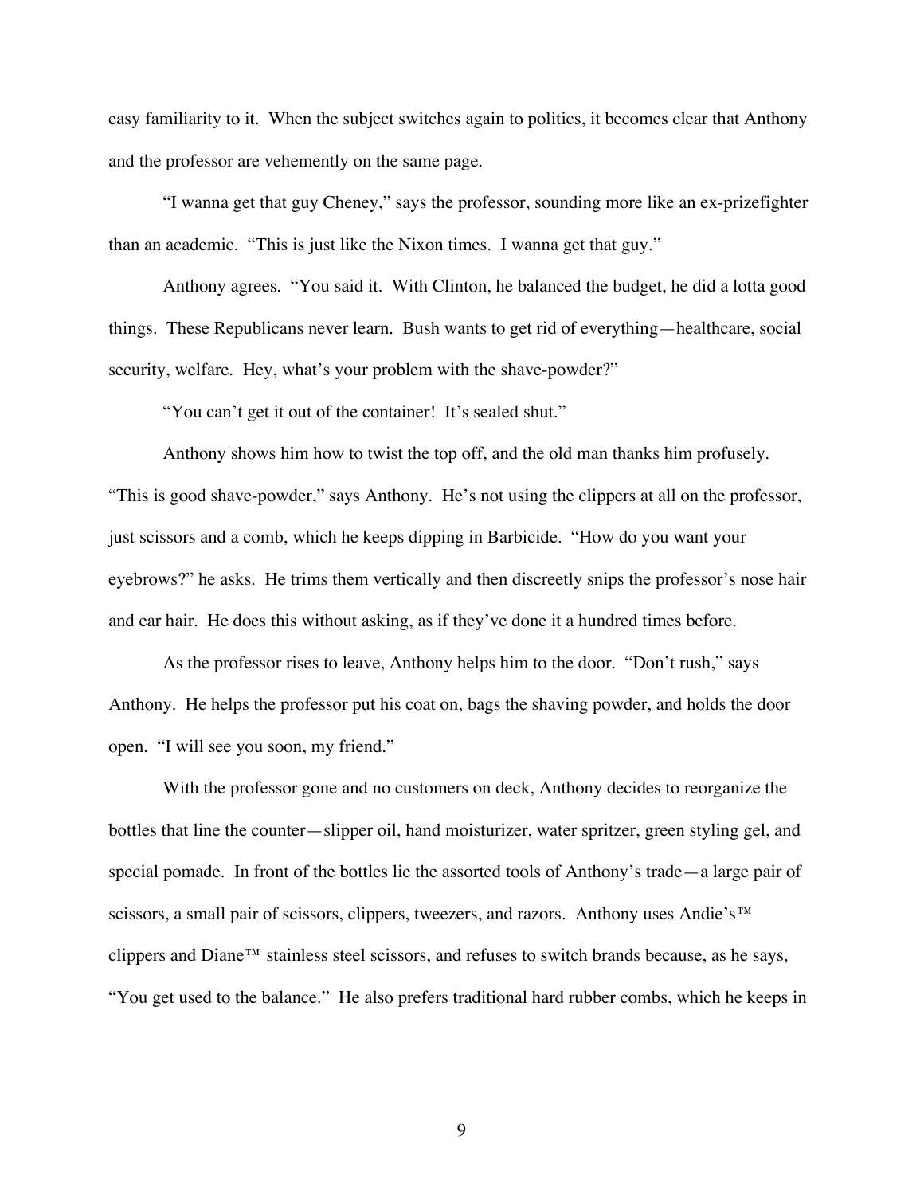easy familiarity to it. When the subject switches again to politics, it becomes clear that Anthony and the professor are vehemently on the same page.

"I wanna get that guy Cheney," says the professor, sounding more like an ex-prizefighter than an academic. "This is just like the Nixon times. I wanna get that guy."

Anthony agrees. "You said it. With Clinton, he balanced the budget, he did a lotta good things. These Republicans never learn. Bush wants to get rid of everything—healthcare, social security, welfare. Hey, what's your problem with the shave-powder?"

"You can't get it out of the container! It's sealed shut."

Anthony shows him how to twist the top off, and the old man thanks him profusely. "This is good shave-powder," says Anthony. He's not using the clippers at all on the professor, just scissors and a comb, which he keeps dipping in Barbicide. "How do you want your eyebrows?" he asks. He trims them vertically and then discreetly snips the professor's nose hair and ear hair. He does this without asking, as if they've done it a hundred times before.

As the professor rises to leave, Anthony helps him to the door. "Don't rush," says Anthony. He helps the professor put his coat on, bags the shaving powder, and holds the door open. "I will see you soon, my friend."

With the professor gone and no customers on deck, Anthony decides to reorganize the bottles that line the counter—slipper oil, hand moisturizer, water spritzer, green styling gel, and special pomade. In front of the bottles lie the assorted tools of Anthony's trade—a large pair of scissors, a small pair of scissors, clippers, tweezers, and razors. Anthony uses Andie's™ clippers and Diane™ stainless steel scissors, and refuses to switch brands because, as he says, "You get used to the balance." He also prefers traditional hard rubber combs, which he keeps in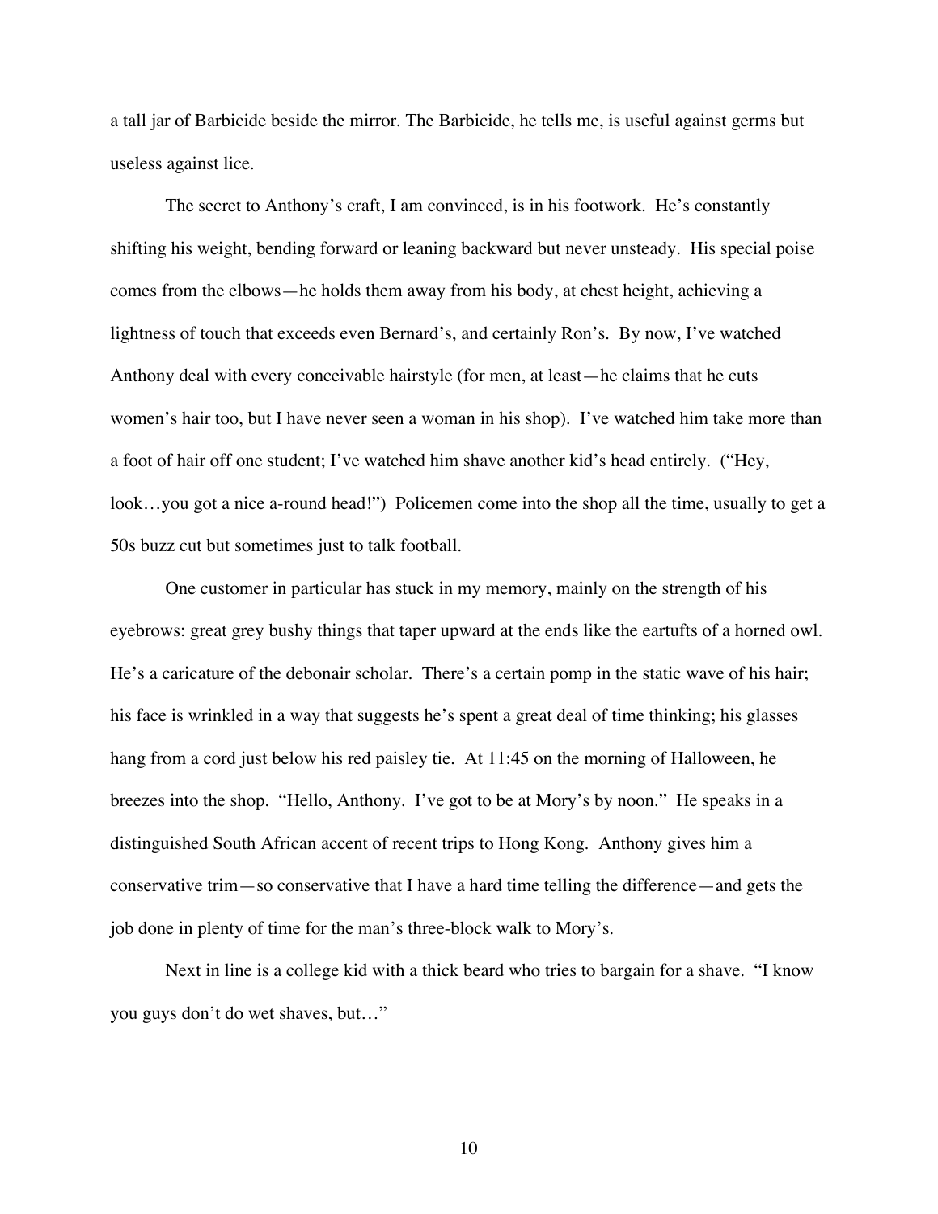a tall jar of Barbicide beside the mirror. The Barbicide, he tells me, is useful against germs but useless against lice.

The secret to Anthony's craft, I am convinced, is in his footwork. He's constantly shifting his weight, bending forward or leaning backward but never unsteady. His special poise comes from the elbows—he holds them away from his body, at chest height, achieving a lightness of touch that exceeds even Bernard's, and certainly Ron's. By now, I've watched Anthony deal with every conceivable hairstyle (for men, at least—he claims that he cuts women's hair too, but I have never seen a woman in his shop). I've watched him take more than a foot of hair off one student; I've watched him shave another kid's head entirely. ("Hey, look…you got a nice a-round head!") Policemen come into the shop all the time, usually to get a 50s buzz cut but sometimes just to talk football.

One customer in particular has stuck in my memory, mainly on the strength of his eyebrows: great grey bushy things that taper upward at the ends like the eartufts of a horned owl. He's a caricature of the debonair scholar. There's a certain pomp in the static wave of his hair; his face is wrinkled in a way that suggests he's spent a great deal of time thinking; his glasses hang from a cord just below his red paisley tie. At 11:45 on the morning of Halloween, he breezes into the shop. "Hello, Anthony. I've got to be at Mory's by noon." He speaks in a distinguished South African accent of recent trips to Hong Kong. Anthony gives him a conservative trim—so conservative that I have a hard time telling the difference—and gets the job done in plenty of time for the man's three-block walk to Mory's.

Next in line is a college kid with a thick beard who tries to bargain for a shave. "I know you guys don't do wet shaves, but…"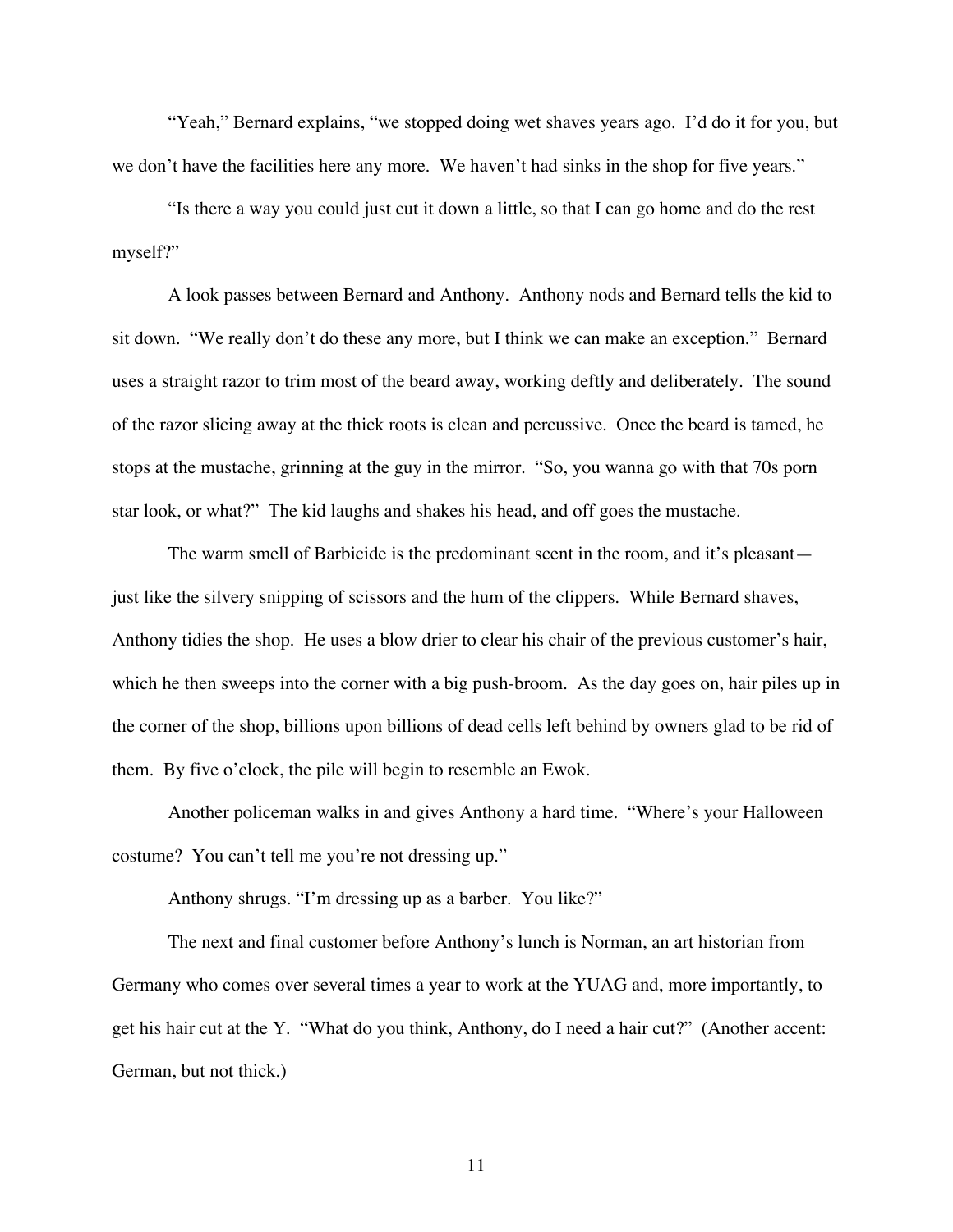"Yeah," Bernard explains, "we stopped doing wet shaves years ago. I'd do it for you, but we don't have the facilities here any more. We haven't had sinks in the shop for five years."

"Is there a way you could just cut it down a little, so that I can go home and do the rest myself?"

A look passes between Bernard and Anthony. Anthony nods and Bernard tells the kid to sit down. "We really don't do these any more, but I think we can make an exception." Bernard uses a straight razor to trim most of the beard away, working deftly and deliberately. The sound of the razor slicing away at the thick roots is clean and percussive. Once the beard is tamed, he stops at the mustache, grinning at the guy in the mirror. "So, you wanna go with that 70s porn star look, or what?" The kid laughs and shakes his head, and off goes the mustache.

The warm smell of Barbicide is the predominant scent in the room, and it's pleasant—just like the silvery snipping of scissors and the hum of the clippers. While Bernard shaves, Anthony tidies the shop. He uses a blow drier to clear his chair of the previous customer's hair, which he then sweeps into the corner with a big push-broom. As the day goes on, hair piles up in the corner of the shop, billions upon billions of dead cells left behind by owners glad to be rid of them. By five o'clock, the pile will begin to resemble an Ewok.

Another policeman walks in and gives Anthony a hard time. "Where's your Halloween costume? You can't tell me you're not dressing up."

Anthony shrugs. "I'm dressing up as a barber. You like?"

The next and final customer before Anthony's lunch is Norman, an art historian from Germany who comes over several times a year to work at the YUAG and, more importantly, to get his hair cut at the Y. "What do you think, Anthony, do I need a hair cut?" (Another accent: German, but not thick.)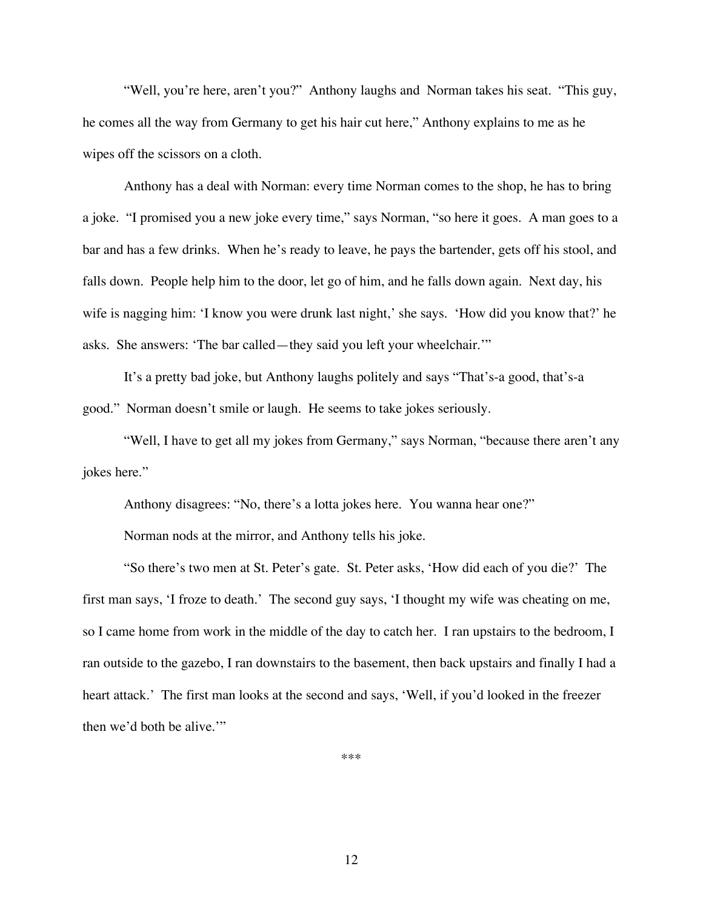"Well, you're here, aren't you?" Anthony laughs and Norman takes his seat. "This guy, he comes all the way from Germany to get his hair cut here," Anthony explains to me as he wipes off the scissors on a cloth.

Anthony has a deal with Norman: every time Norman comes to the shop, he has to bring a joke. "I promised you a new joke every time," says Norman, "so here it goes. A man goes to a bar and has a few drinks. When he's ready to leave, he pays the bartender, gets off his stool, and falls down. People help him to the door, let go of him, and he falls down again. Next day, his wife is nagging him: 'I know you were drunk last night,' she says. 'How did you know that?' he asks. She answers: 'The bar called—they said you left your wheelchair.'"

It's a pretty bad joke, but Anthony laughs politely and says "That's-a good, that's-a good." Norman doesn't smile or laugh. He seems to take jokes seriously.

"Well, I have to get all my jokes from Germany," says Norman, "because there aren't any jokes here."

Anthony disagrees: "No, there's a lotta jokes here. You wanna hear one?"

Norman nods at the mirror, and Anthony tells his joke.

"So there's two men at St. Peter's gate. St. Peter asks, 'How did each of you die?' The first man says, 'I froze to death.' The second guy says, 'I thought my wife was cheating on me, so I came home from work in the middle of the day to catch her. I ran upstairs to the bedroom, I ran outside to the gazebo, I ran downstairs to the basement, then back upstairs and finally I had a heart attack.' The first man looks at the second and says, 'Well, if you'd looked in the freezer then we'd both be alive.'"

***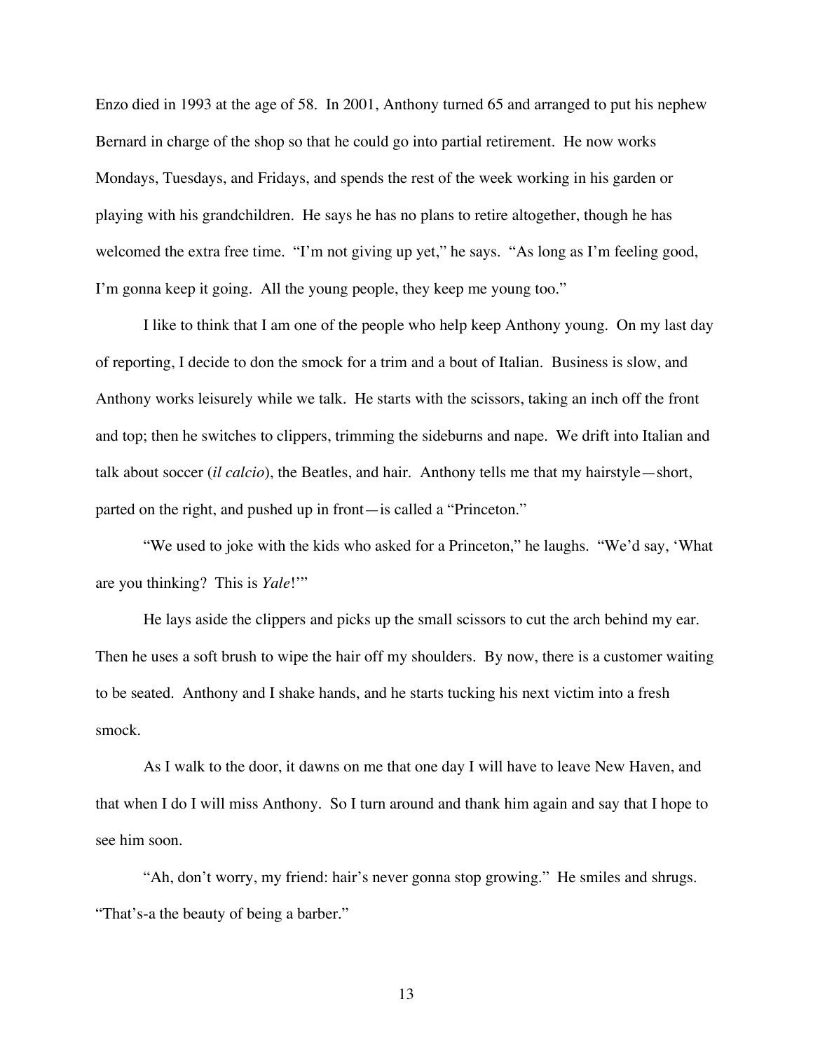Enzo died in 1993 at the age of 58. In 2001, Anthony turned 65 and arranged to put his nephew Bernard in charge of the shop so that he could go into partial retirement. He now works Mondays, Tuesdays, and Fridays, and spends the rest of the week working in his garden or playing with his grandchildren. He says he has no plans to retire altogether, though he has welcomed the extra free time. "I'm not giving up yet," he says. "As long as I'm feeling good, I'm gonna keep it going. All the young people, they keep me young too."

I like to think that I am one of the people who help keep Anthony young. On my last day of reporting, I decide to don the smock for a trim and a bout of Italian. Business is slow, and Anthony works leisurely while we talk. He starts with the scissors, taking an inch off the front and top; then he switches to clippers, trimming the sideburns and nape. We drift into Italian and talk about soccer (*il calcio*), the Beatles, and hair. Anthony tells me that my hairstyle—short, parted on the right, and pushed up in front—is called a "Princeton."

"We used to joke with the kids who asked for a Princeton," he laughs. "We'd say, 'What are you thinking? This is *Yale*!'"

He lays aside the clippers and picks up the small scissors to cut the arch behind my ear. Then he uses a soft brush to wipe the hair off my shoulders. By now, there is a customer waiting to be seated. Anthony and I shake hands, and he starts tucking his next victim into a fresh smock.

As I walk to the door, it dawns on me that one day I will have to leave New Haven, and that when I do I will miss Anthony. So I turn around and thank him again and say that I hope to see him soon.

"Ah, don't worry, my friend: hair's never gonna stop growing." He smiles and shrugs. "That's-a the beauty of being a barber."